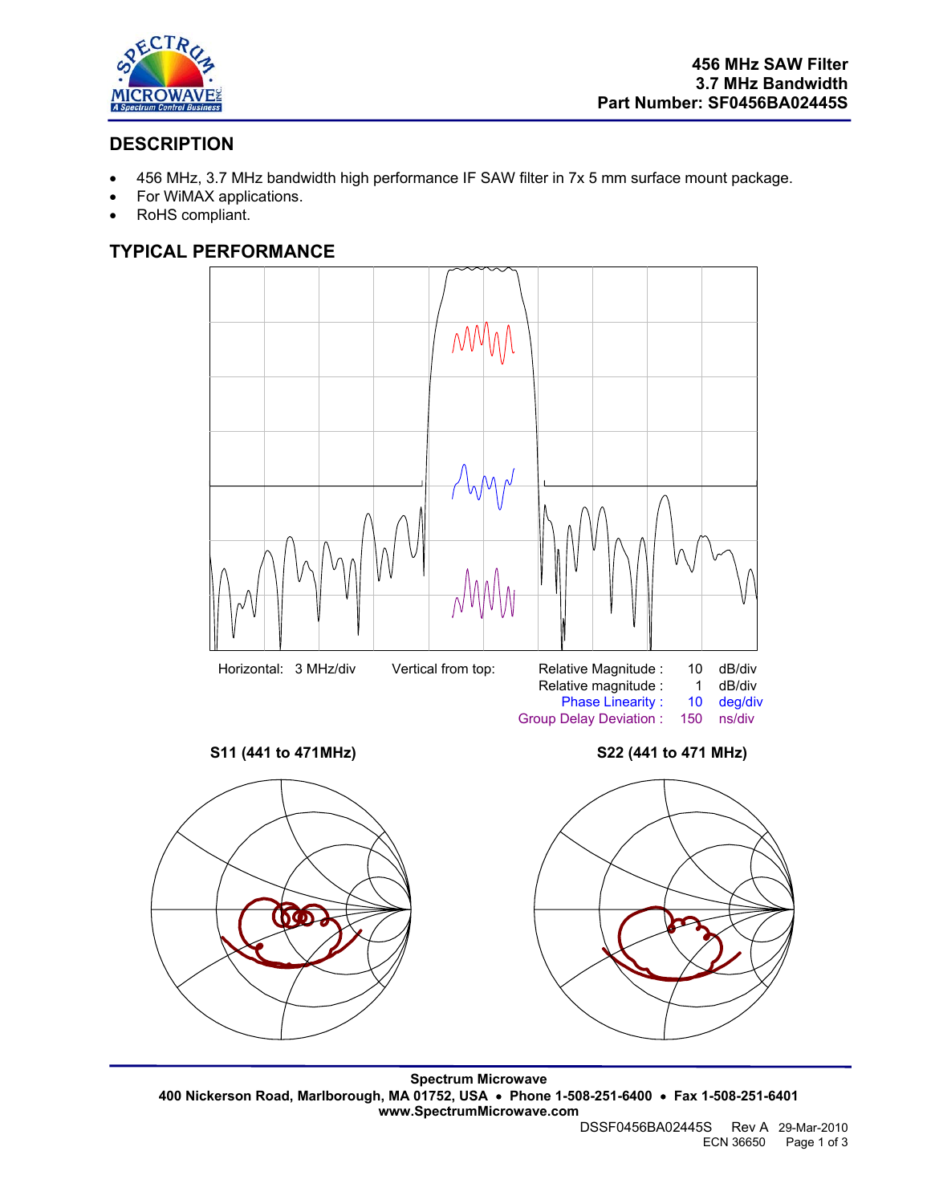**456 MHz SAW Filter**
**3.7 MHz Bandwidth**
**Part Number: SF0456BA02445S**

## DESCRIPTION

- 456 MHz, 3.7 MHz bandwidth high performance IF SAW filter in 7x 5 mm surface mount package.
- For WiMAX applications.
- RoHS compliant.

## TYPICAL PERFORMANCE

Horizontal: 3 MHz/div

Vertical from top:

| | | |
|---|---|---|
| Relative Magnitude : | 10 | dB/div |
| Relative magnitude : | 1 | dB/div |
| Phase Linearity : | 10 | deg/div |
| Group Delay Deviation : | 150 | ns/div |

**S11 (441 to 471MHz)**

**S22 (441 to 471 MHz)**

**Spectrum Microwave**
**400 Nickerson Road, Marlborough, MA 01752, USA • Phone 1-508-251-6400 • Fax 1-508-251-6401**
**www.SpectrumMicrowave.com**

DSSF0456BA02445S Rev A 29-Mar-2010
ECN 36650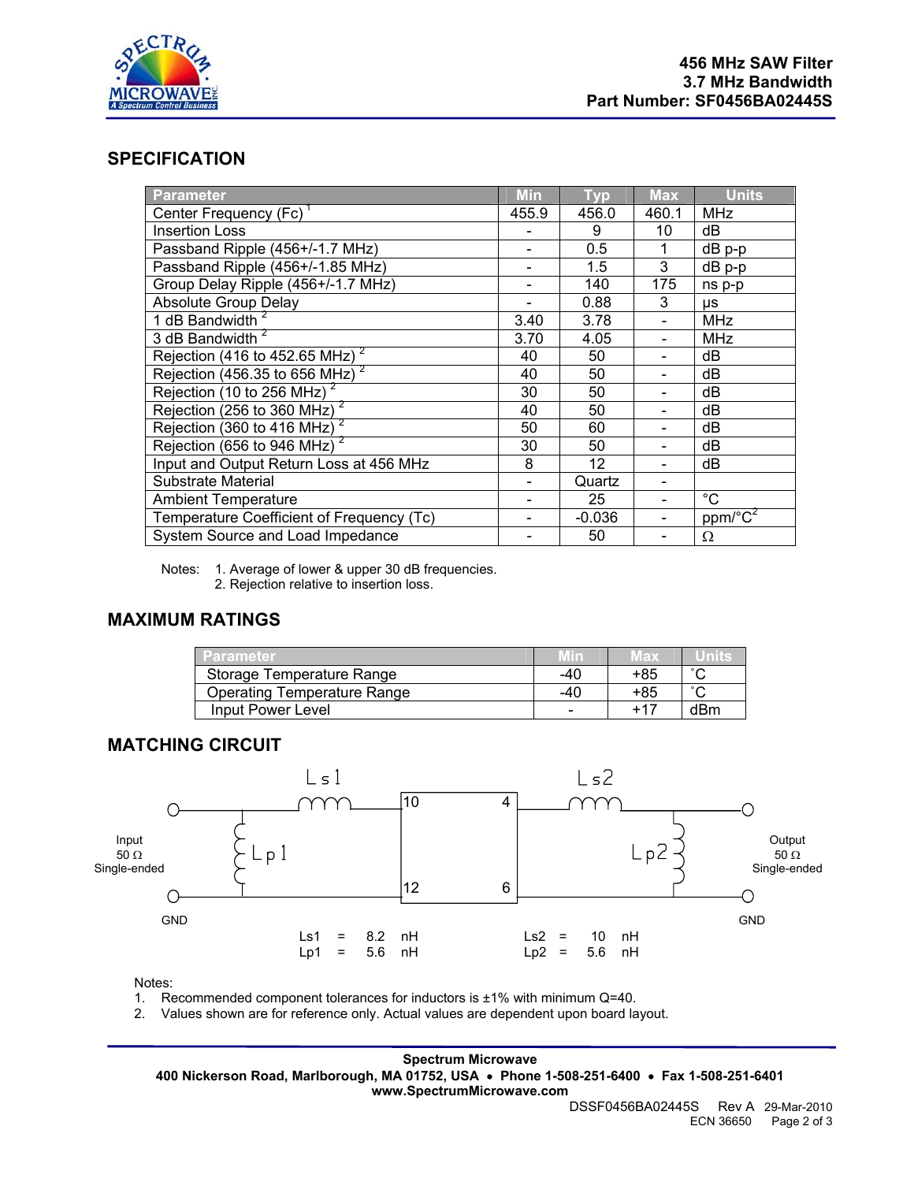**456 MHz SAW Filter**
**3.7 MHz Bandwidth**
**Part Number: SF0456BA02445S**

## SPECIFICATION

| Parameter | Min | Typ | Max | Units |
|---|---|---|---|---|
| Center Frequency (Fc) [1] | 455.9 | 456.0 | 460.1 | MHz |
| Insertion Loss | - | 9 | 10 | dB |
| Passband Ripple (456+/-1.7 MHz) | - | 0.5 | 1 | dB p-p |
| Passband Ripple (456+/-1.85 MHz) | - | 1.5 | 3 | dB p-p |
| Group Delay Ripple (456+/-1.7 MHz) | - | 140 | 175 | ns p-p |
| Absolute Group Delay | - | 0.88 | 3 | μs |
| 1 dB Bandwidth [2] | 3.40 | 3.78 | - | MHz |
| 3 dB Bandwidth [2] | 3.70 | 4.05 | - | MHz |
| Rejection (416 to 452.65 MHz) [2] | 40 | 50 | - | dB |
| Rejection (456.35 to 656 MHz) [2] | 40 | 50 | - | dB |
| Rejection (10 to 256 MHz) [2] | 30 | 50 | - | dB |
| Rejection (256 to 360 MHz) [2] | 40 | 50 | - | dB |
| Rejection (360 to 416 MHz) [2] | 50 | 60 | - | dB |
| Rejection (656 to 946 MHz) [2] | 30 | 50 | - | dB |
| Input and Output Return Loss at 456 MHz | 8 | 12 | - | dB |
| Substrate Material | - | Quartz | - | |
| Ambient Temperature | - | 25 | - | °C |
| Temperature Coefficient of Frequency (Tc) | - | -0.036 | - | ppm/°C$^2$ |
| System Source and Load Impedance | - | 50 | - | Ω |

Notes: 1. Average of lower & upper 30 dB frequencies.
2. Rejection relative to insertion loss.

## MAXIMUM RATINGS

| Parameter | Min | Max | Units |
|---|---|---|---|
| Storage Temperature Range | -40 | +85 | °C |
| Operating Temperature Range | -40 | +85 | °C |
| Input Power Level | - | +17 | dBm |

## MATCHING CIRCUIT

Input 50 Ω Single-ended — Ls1 — pin 10; Lp1 shunt; GND — pin 12
Output 50 Ω Single-ended — Ls2 — pin 4; Lp2 shunt; GND — pin 6

Ls1 = 8.2 nH
Lp1 = 5.6 nH

Ls2 = 10 nH
Lp2 = 5.6 nH

Notes:
1. Recommended component tolerances for inductors is ±1% with minimum Q=40.
2. Values shown are for reference only. Actual values are dependent upon board layout.

**Spectrum Microwave**
**400 Nickerson Road, Marlborough, MA 01752, USA • Phone 1-508-251-6400 • Fax 1-508-251-6401**
**www.SpectrumMicrowave.com**

DSSF0456BA02445S Rev A 29-Mar-2010
ECN 36650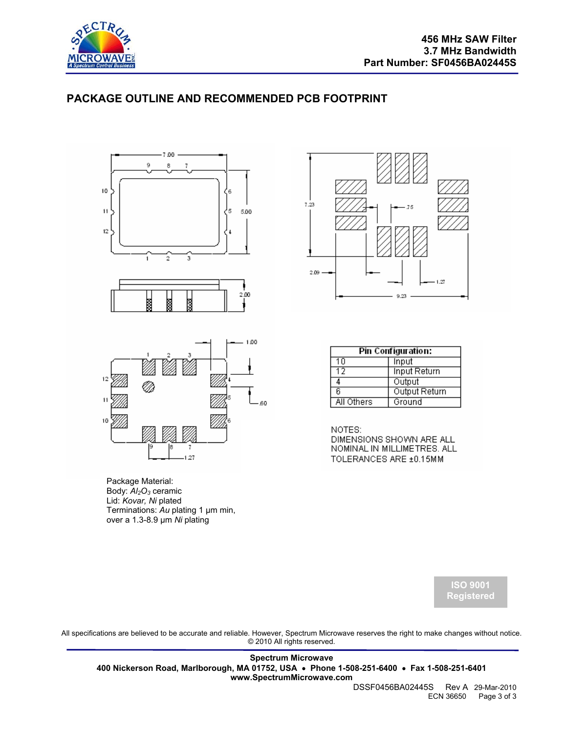## PACKAGE OUTLINE AND RECOMMENDED PCB FOOTPRINT

7.00

9 8 7

10

11

12

6

5

4

5.00

1 2 3

2.00

7.23

.75

2.09

1.27

9.23

1.00

1 2 3

12

11

10

4

5

6

.60

9 8 7

1.27

| Pin Configuration: | |
|---|---|
| 10 | Input |
| 12 | Input Return |
| 4 | Output |
| 6 | Output Return |
| All Others | Ground |

NOTES:
DIMENSIONS SHOWN ARE ALL NOMINAL IN MILLIMETRES. ALL TOLERANCES ARE ±0.15MM

Package Material:
Body: *$Al_2O_3$* ceramic
Lid: *Kovar, Ni* plated
Terminations: *Au* plating 1 µm min, over a 1.3-8.9 µm *Ni* plating

ISO 9001 Registered

All specifications are believed to be accurate and reliable. However, Spectrum Microwave reserves the right to make changes without notice.
© 2010 All rights reserved.

**Spectrum Microwave**
**400 Nickerson Road, Marlborough, MA 01752, USA • Phone 1-508-251-6400 • Fax 1-508-251-6401**
**www.SpectrumMicrowave.com**

DSSF0456BA02445S Rev A 29-Mar-2010
ECN 36650